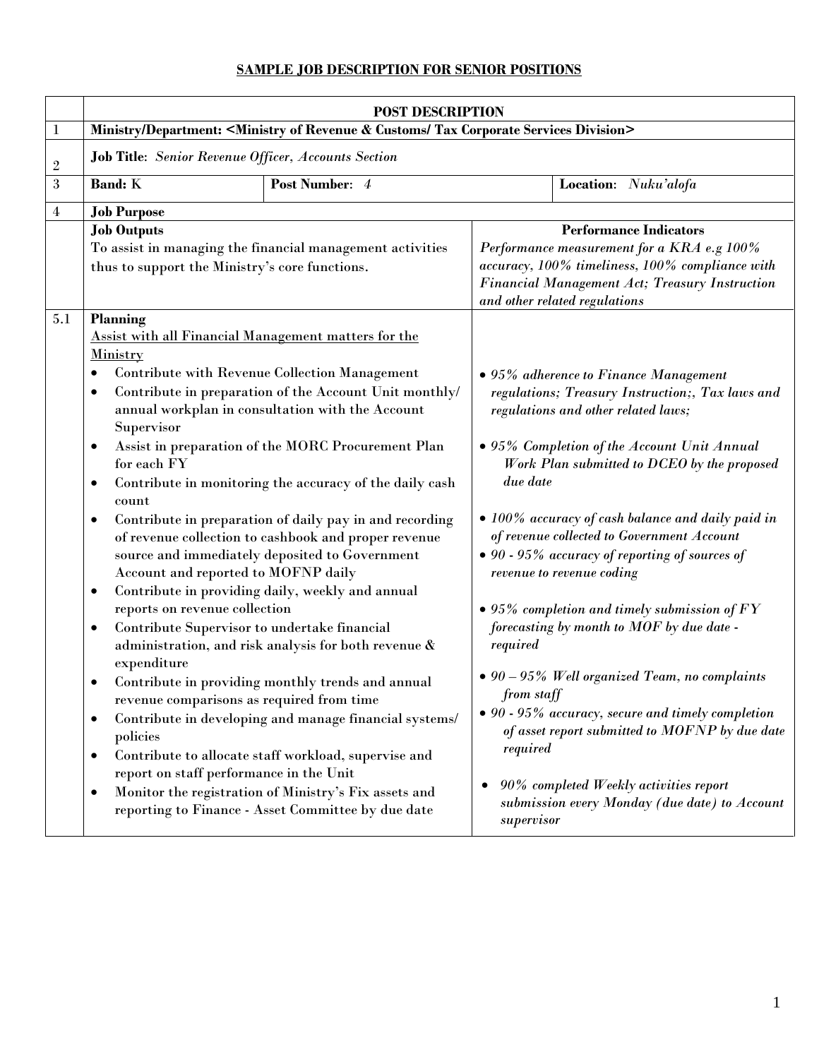**SAMPLE JOB DESCRIPTION FOR SENIOR POSITIONS**

| | **POST DESCRIPTION** | | |
|---|---|---|---|
| 1 | **Ministry/Department: <Ministry of Revenue & Customs/ Tax Corporate Services Division>** | | |
| 2 | **Job Title**: *Senior Revenue Officer, Accounts Section* | | |
| 3 | **Band:** K | **Post Number:** *4* | **Location:** *Nuku'alofa* |
| 4 | **Job Purpose** | | |
| | **Job Outputs**<br>To assist in managing the financial management activities thus to support the Ministry's core functions. | **Performance Indicators**<br>*Performance measurement for a KRA e.g 100% accuracy, 100% timeliness, 100% compliance with Financial Management Act; Treasury Instruction and other related regulations* | |
| 5.1 | **Planning**<br><u>Assist with all Financial Management matters for the Ministry</u><br>• Contribute with Revenue Collection Management<br>• Contribute in preparation of the Account Unit monthly/ annual workplan in consultation with the Account Supervisor<br>• Assist in preparation of the MORC Procurement Plan for each FY<br>• Contribute in monitoring the accuracy of the daily cash count<br>• Contribute in preparation of daily pay in and recording of revenue collection to cashbook and proper revenue source and immediately deposited to Government Account and reported to MOFNP daily<br>• Contribute in providing daily, weekly and annual reports on revenue collection<br>• Contribute Supervisor to undertake financial administration, and risk analysis for both revenue & expenditure<br>• Contribute in providing monthly trends and annual revenue comparisons as required from time<br>• Contribute in developing and manage financial systems/ policies<br>• Contribute to allocate staff workload, supervise and report on staff performance in the Unit<br>• Monitor the registration of Ministry's Fix assets and reporting to Finance - Asset Committee by due date | • *95% adherence to Finance Management regulations; Treasury Instruction;, Tax laws and regulations and other related laws;*<br>• *95% Completion of the Account Unit Annual Work Plan submitted to DCEO by the proposed due date*<br>• *100% accuracy of cash balance and daily paid in of revenue collected to Government Account*<br>• *90 - 95% accuracy of reporting of sources of revenue to revenue coding*<br>• *95% completion and timely submission of FY forecasting by month to MOF by due date - required*<br>• *90 – 95% Well organized Team, no complaints from staff*<br>• *90 - 95% accuracy, secure and timely completion of asset report submitted to MOFNP by due date required*<br>• *90% completed Weekly activities report submission every Monday (due date) to Account supervisor* | |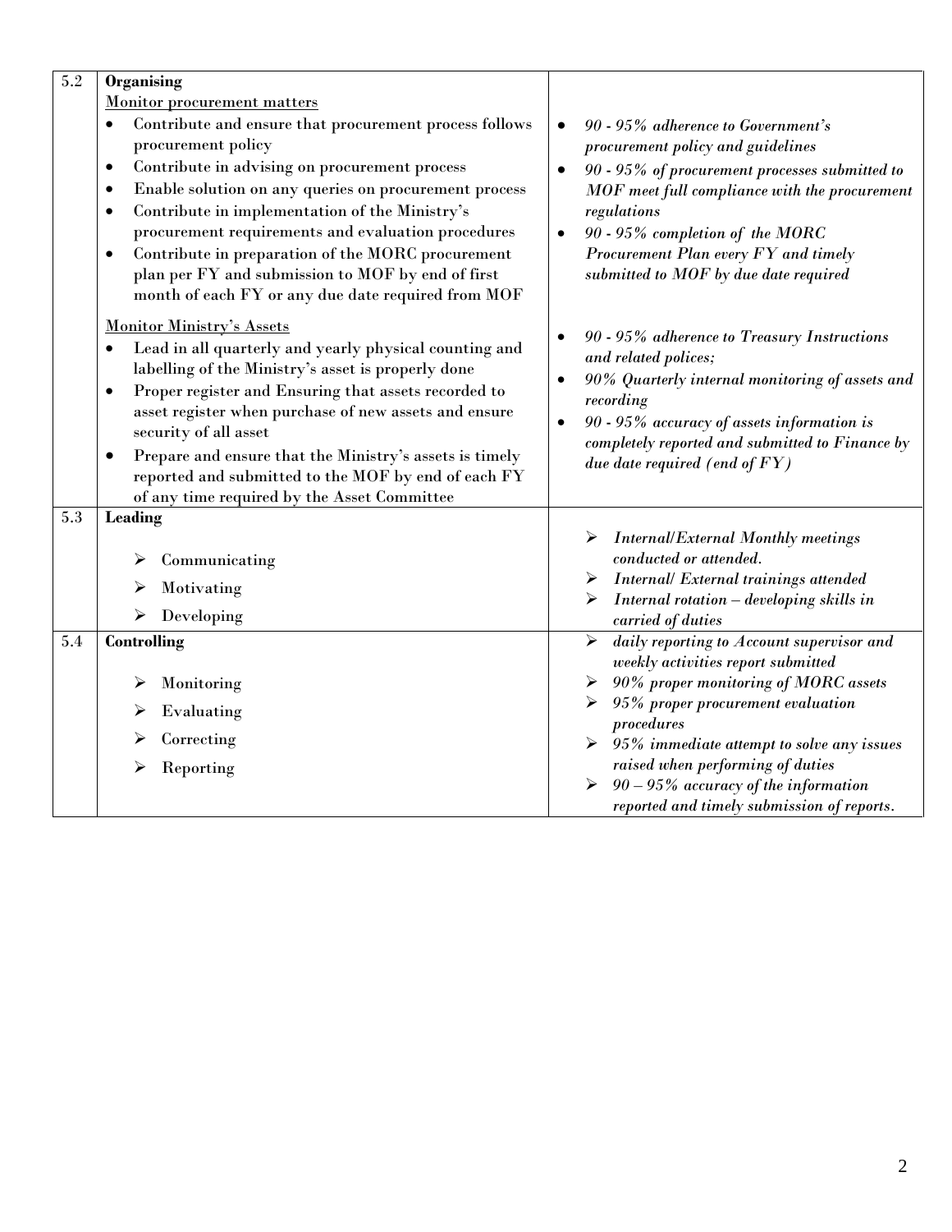| | | |
|---|---|---|
| 5.2 | **Organising**<br><u>Monitor procurement matters</u><br>• Contribute and ensure that procurement process follows procurement policy<br>• Contribute in advising on procurement process<br>• Enable solution on any queries on procurement process<br>• Contribute in implementation of the Ministry's procurement requirements and evaluation procedures<br>• Contribute in preparation of the MORC procurement plan per FY and submission to MOF by end of first month of each FY or any due date required from MOF<br><br><u>Monitor Ministry's Assets</u><br>• Lead in all quarterly and yearly physical counting and labelling of the Ministry's asset is properly done<br>• Proper register and Ensuring that assets recorded to asset register when purchase of new assets and ensure security of all asset<br>• Prepare and ensure that the Ministry's assets is timely reported and submitted to the MOF by end of each FY of any time required by the Asset Committee | • *90 - 95% adherence to Government's procurement policy and guidelines*<br>• *90 - 95% of procurement processes submitted to MOF meet full compliance with the procurement regulations*<br>• *90 - 95% completion of the MORC Procurement Plan every FY and timely submitted to MOF by due date required*<br><br>• *90 - 95% adherence to Treasury Instructions and related polices;*<br>• *90% Quarterly internal monitoring of assets and recording*<br>• *90 - 95% accuracy of assets information is completely reported and submitted to Finance by due date required (end of FY)* |
| 5.3 | **Leading**<br>➢ Communicating<br>➢ Motivating<br>➢ Developing | ➢ *Internal/External Monthly meetings conducted or attended.*<br>➢ *Internal/ External trainings attended*<br>➢ *Internal rotation – developing skills in carried of duties* |
| 5.4 | **Controlling**<br>➢ Monitoring<br>➢ Evaluating<br>➢ Correcting<br>➢ Reporting | ➢ *daily reporting to Account supervisor and weekly activities report submitted*<br>➢ *90% proper monitoring of MORC assets*<br>➢ *95% proper procurement evaluation procedures*<br>➢ *95% immediate attempt to solve any issues raised when performing of duties*<br>➢ *90 – 95% accuracy of the information reported and timely submission of reports.* |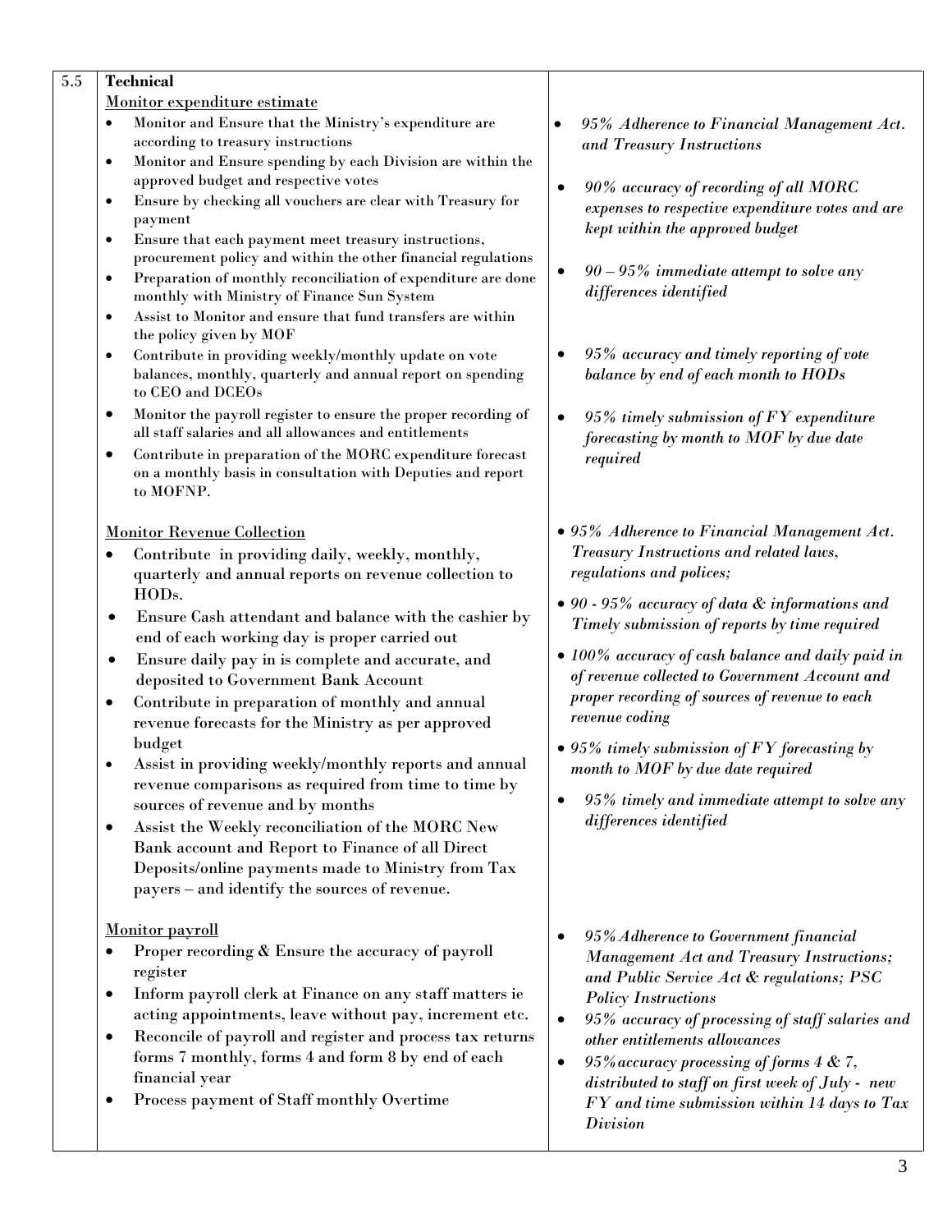| | | |
|---|---|---|
| 5.5 | **Technical**<br><br><u>Monitor expenditure estimate</u><br>• Monitor and Ensure that the Ministry's expenditure are according to treasury instructions<br>• Monitor and Ensure spending by each Division are within the approved budget and respective votes<br>• Ensure by checking all vouchers are clear with Treasury for payment<br>• Ensure that each payment meet treasury instructions, procurement policy and within the other financial regulations<br>• Preparation of monthly reconciliation of expenditure are done monthly with Ministry of Finance Sun System<br>• Assist to Monitor and ensure that fund transfers are within the policy given by MOF<br>• Contribute in providing weekly/monthly update on vote balances, monthly, quarterly and annual report on spending to CEO and DCEOs<br>• Monitor the payroll register to ensure the proper recording of all staff salaries and all allowances and entitlements<br>• Contribute in preparation of the MORC expenditure forecast on a monthly basis in consultation with Deputies and report to MOFNP. | • *95% Adherence to Financial Management Act. and Treasury Instructions*<br>• *90% accuracy of recording of all MORC expenses to respective expenditure votes and are kept within the approved budget*<br>• *90 – 95% immediate attempt to solve any differences identified*<br>• *95% accuracy and timely reporting of vote balance by end of each month to HODs*<br>• *95% timely submission of FY expenditure forecasting by month to MOF by due date required* |
| | <u>Monitor Revenue Collection</u><br>• Contribute in providing daily, weekly, monthly, quarterly and annual reports on revenue collection to HODs.<br>• Ensure Cash attendant and balance with the cashier by end of each working day is proper carried out<br>• Ensure daily pay in is complete and accurate, and deposited to Government Bank Account<br>• Contribute in preparation of monthly and annual revenue forecasts for the Ministry as per approved budget<br>• Assist in providing weekly/monthly reports and annual revenue comparisons as required from time to time by sources of revenue and by months<br>• Assist the Weekly reconciliation of the MORC New Bank account and Report to Finance of all Direct Deposits/online payments made to Ministry from Tax payers – and identify the sources of revenue. | • *95% Adherence to Financial Management Act. Treasury Instructions and related laws, regulations and polices;*<br>• *90 - 95% accuracy of data & informations and Timely submission of reports by time required*<br>• *100% accuracy of cash balance and daily paid in of revenue collected to Government Account and proper recording of sources of revenue to each revenue coding*<br>• *95% timely submission of FY forecasting by month to MOF by due date required*<br>• *95% timely and immediate attempt to solve any differences identified* |
| | <u>Monitor payroll</u><br>• Proper recording & Ensure the accuracy of payroll register<br>• Inform payroll clerk at Finance on any staff matters ie acting appointments, leave without pay, increment etc.<br>• Reconcile of payroll and register and process tax returns forms 7 monthly, forms 4 and form 8 by end of each financial year<br>• Process payment of Staff monthly Overtime | • *95% Adherence to Government financial Management Act and Treasury Instructions; and Public Service Act & regulations; PSC Policy Instructions*<br>• *95% accuracy of processing of staff salaries and other entitlements allowances*<br>• *95% accuracy processing of forms 4 & 7, distributed to staff on first week of July - new FY and time submission within 14 days to Tax Division* |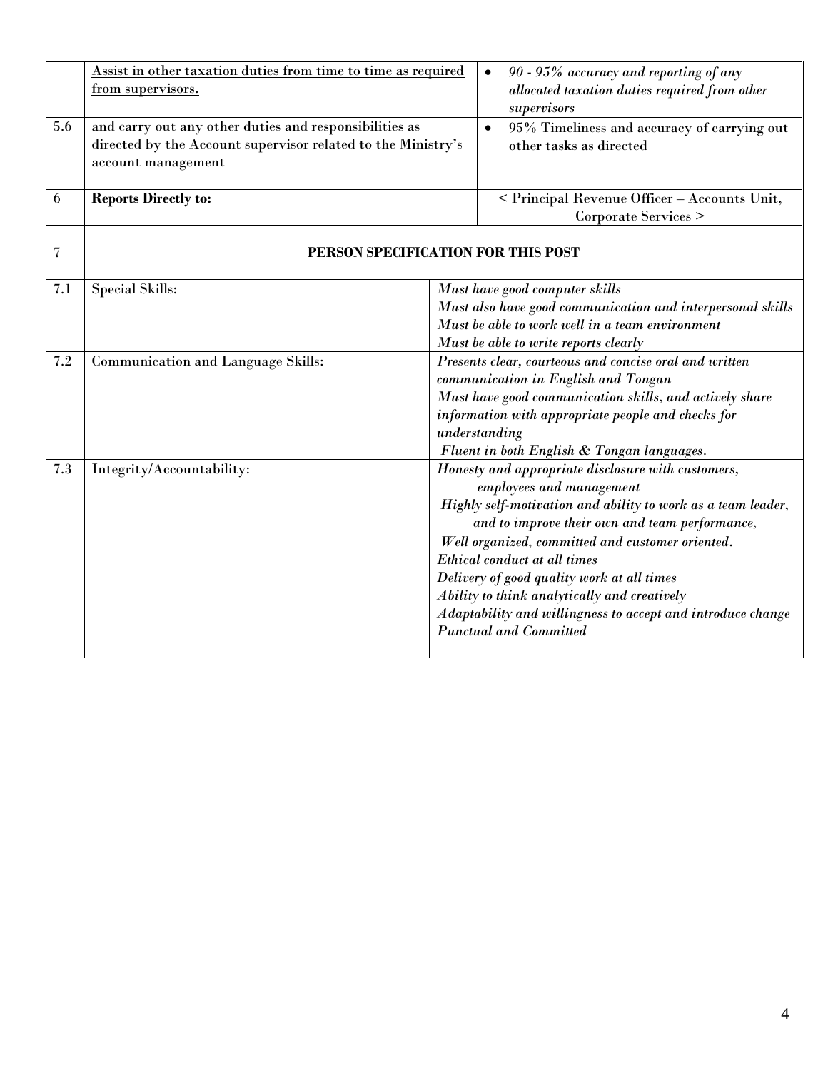| | | |
|---|---|---|
| | Assist in other taxation duties from time to time as required from supervisors. | • *90 - 95% accuracy and reporting of any allocated taxation duties required from other supervisors* |
| 5.6 | and carry out any other duties and responsibilities as directed by the Account supervisor related to the Ministry's account management | • 95% Timeliness and accuracy of carrying out other tasks as directed |
| 6 | **Reports Directly to:** | < Principal Revenue Officer – Accounts Unit, Corporate Services > |
| 7 | **PERSON SPECIFICATION FOR THIS POST** | |
| 7.1 | Special Skills: | *Must have good computer skills*<br>*Must also have good communication and interpersonal skills*<br>*Must be able to work well in a team environment*<br>*Must be able to write reports clearly* |
| 7.2 | Communication and Language Skills: | *Presents clear, courteous and concise oral and written communication in English and Tongan*<br>*Must have good communication skills, and actively share information with appropriate people and checks for understanding*<br>*Fluent in both English & Tongan languages.* |
| 7.3 | Integrity/Accountability: | *Honesty and appropriate disclosure with customers, employees and management*<br>*Highly self-motivation and ability to work as a team leader, and to improve their own and team performance,*<br>*Well organized, committed and customer oriented.*<br>*Ethical conduct at all times*<br>*Delivery of good quality work at all times*<br>*Ability to think analytically and creatively*<br>*Adaptability and willingness to accept and introduce change*<br>*Punctual and Committed* |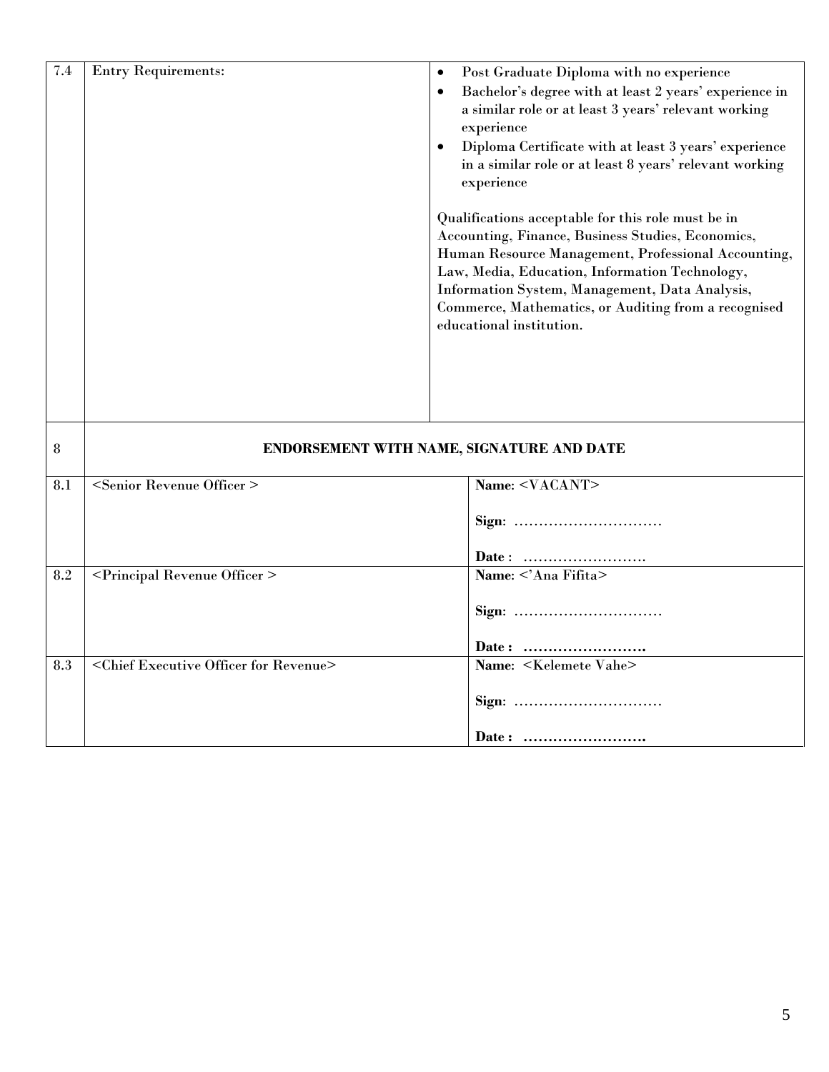| | | |
|---|---|---|
| 7.4 | Entry Requirements: | • Post Graduate Diploma with no experience<br>• Bachelor's degree with at least 2 years' experience in a similar role or at least 3 years' relevant working experience<br>• Diploma Certificate with at least 3 years' experience in a similar role or at least 8 years' relevant working experience<br><br>Qualifications acceptable for this role must be in Accounting, Finance, Business Studies, Economics, Human Resource Management, Professional Accounting, Law, Media, Education, Information Technology, Information System, Management, Data Analysis, Commerce, Mathematics, or Auditing from a recognised educational institution. |
| 8 | **ENDORSEMENT WITH NAME, SIGNATURE AND DATE** | |
| 8.1 | <Senior Revenue Officer > | **Name**: <VACANT><br><br>**Sign**: …………………………<br><br>**Date** : ……………………. |
| 8.2 | <Principal Revenue Officer > | **Name**: <'Ana Fifita><br><br>**Sign**: …………………………<br><br>**Date : …………………….** |
| 8.3 | <Chief Executive Officer for Revenue> | **Name**: <Kelemete Vahe><br><br>**Sign**: …………………………<br><br>**Date : …………………….** |